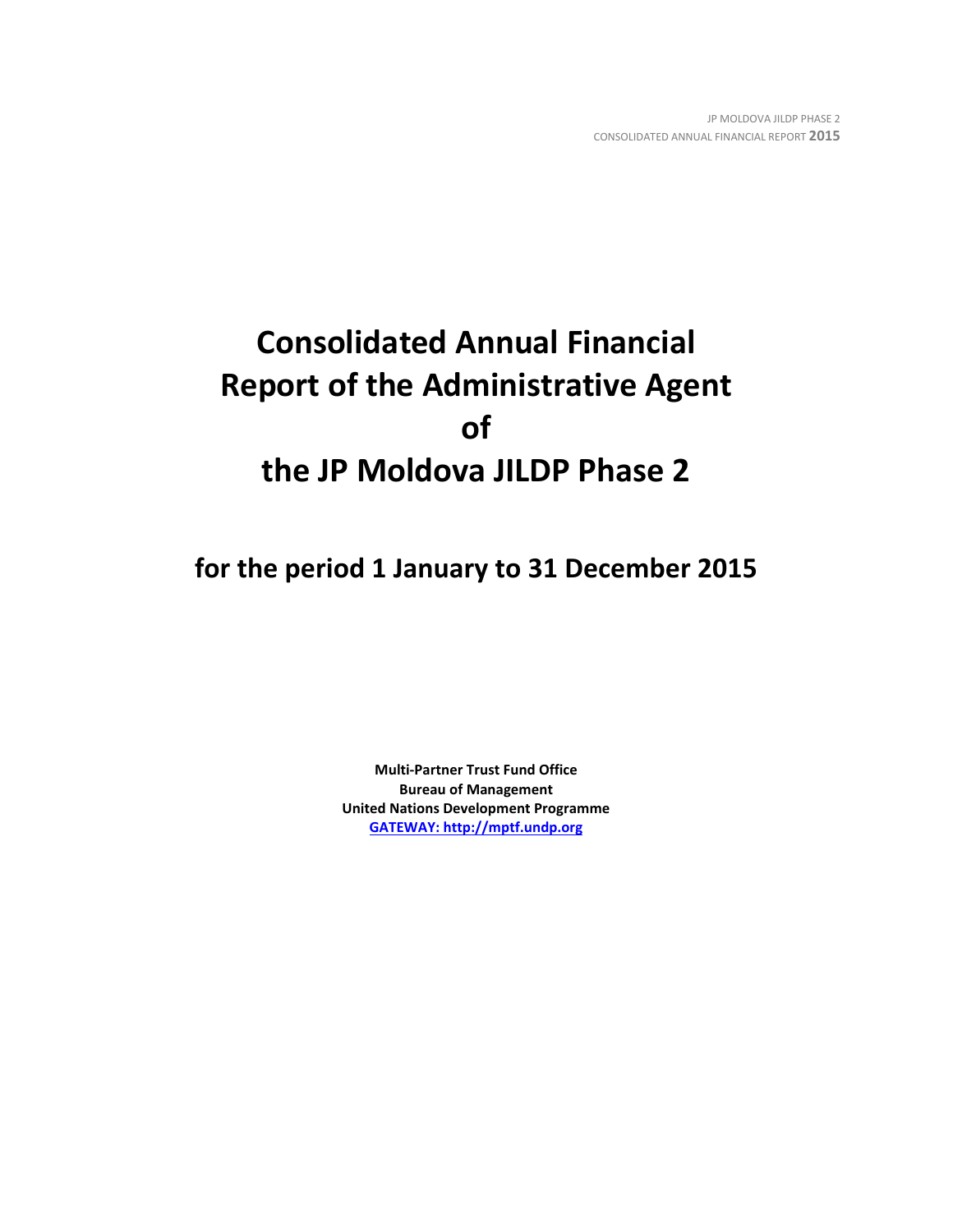# Consolidated Annual Financial Report of the Administrative Agent of the JP Moldova JILDP Phase 2

## for the period 1 January to 31 December 2015

**Multi-Partner Trust Fund Office**
**Bureau of Management**
**United Nations Development Programme**
**[GATEWAY: http://mptf.undp.org](http://mptf.undp.org)**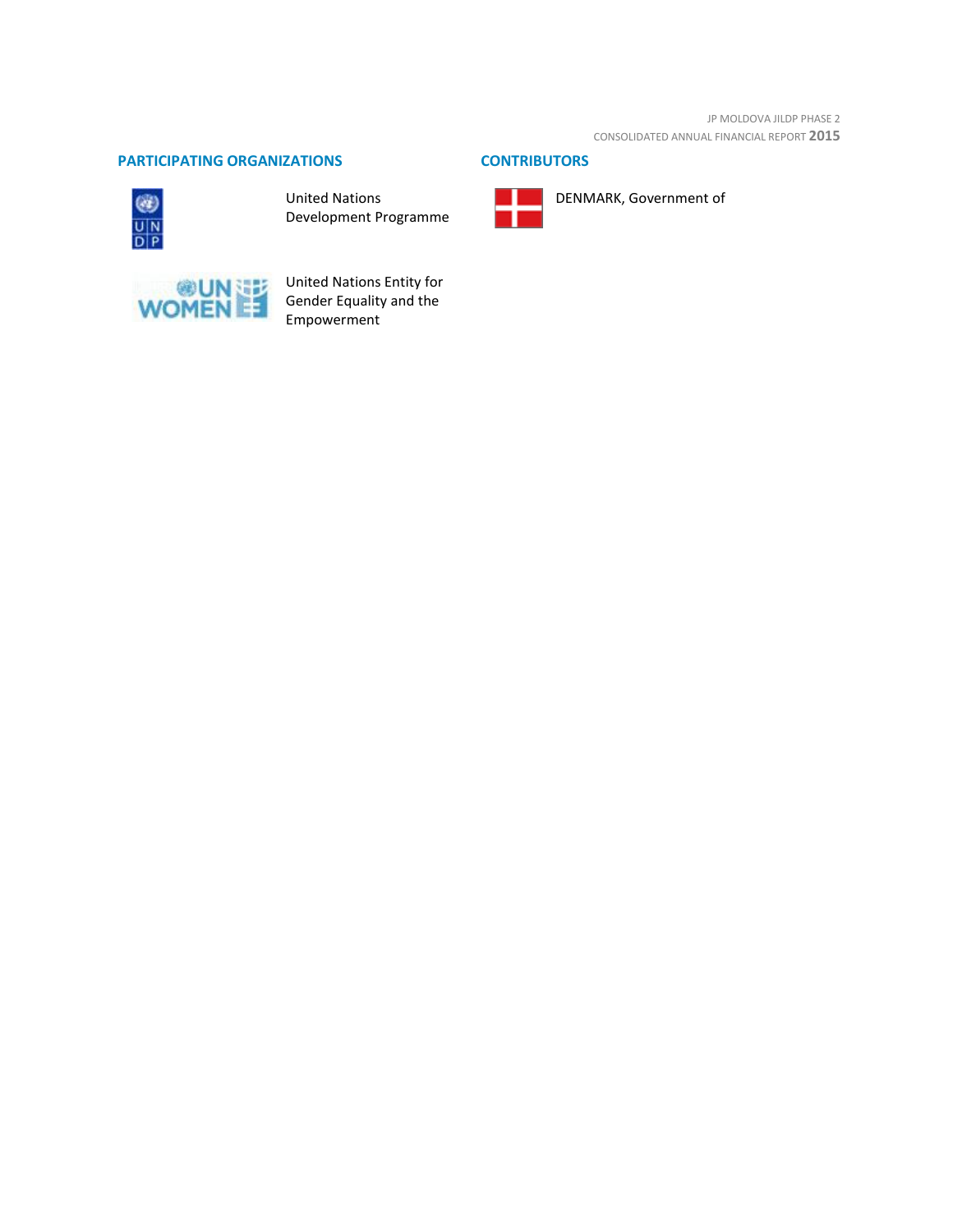## PARTICIPATING ORGANIZATIONS

United Nations Development Programme

United Nations Entity for Gender Equality and the Empowerment

## CONTRIBUTORS

DENMARK, Government of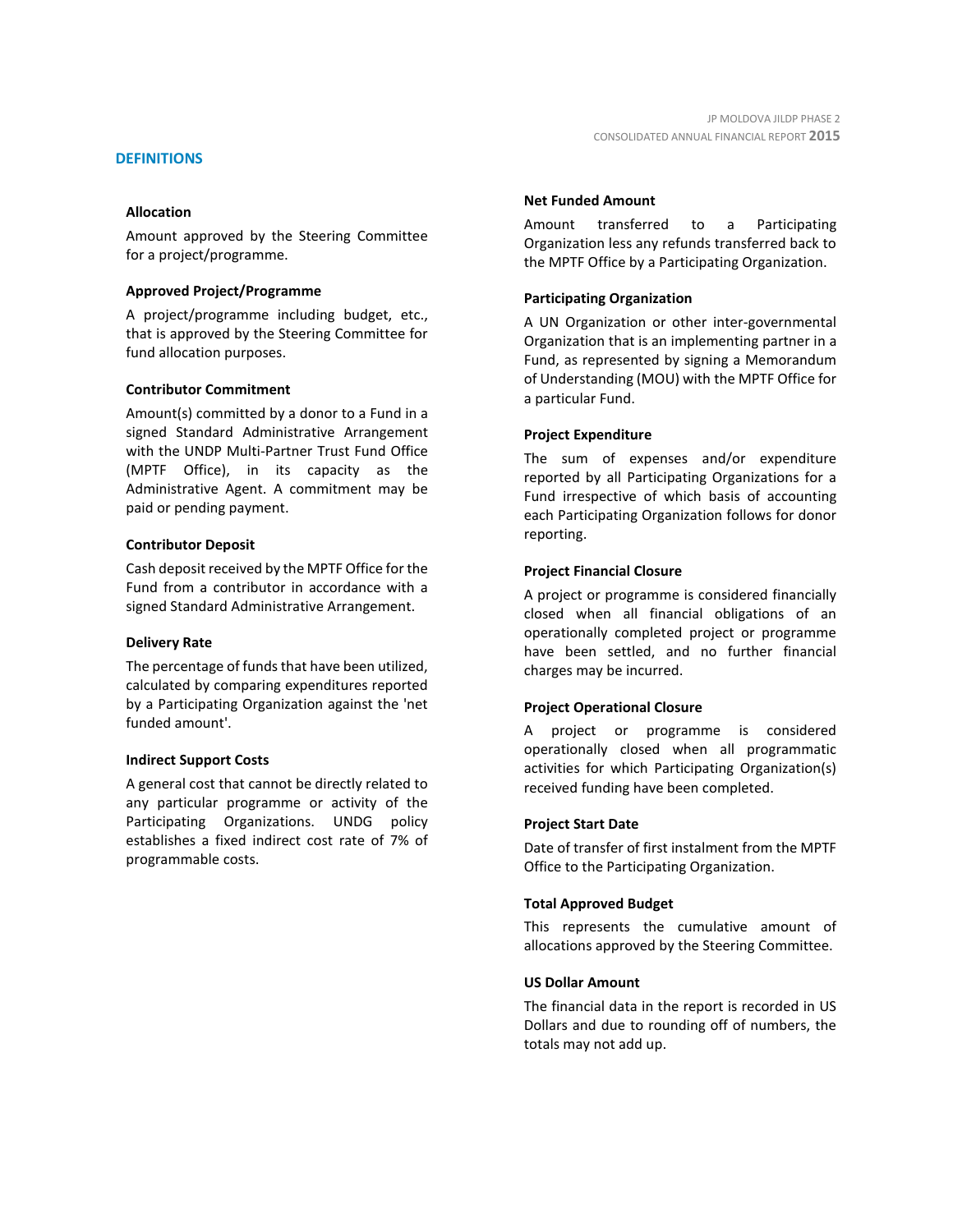## DEFINITIONS

### Allocation

Amount approved by the Steering Committee for a project/programme.

### Approved Project/Programme

A project/programme including budget, etc., that is approved by the Steering Committee for fund allocation purposes.

### Contributor Commitment

Amount(s) committed by a donor to a Fund in a signed Standard Administrative Arrangement with the UNDP Multi-Partner Trust Fund Office (MPTF Office), in its capacity as the Administrative Agent. A commitment may be paid or pending payment.

### Contributor Deposit

Cash deposit received by the MPTF Office for the Fund from a contributor in accordance with a signed Standard Administrative Arrangement.

### Delivery Rate

The percentage of funds that have been utilized, calculated by comparing expenditures reported by a Participating Organization against the 'net funded amount'.

### Indirect Support Costs

A general cost that cannot be directly related to any particular programme or activity of the Participating Organizations. UNDG policy establishes a fixed indirect cost rate of 7% of programmable costs.

### Net Funded Amount

Amount transferred to a Participating Organization less any refunds transferred back to the MPTF Office by a Participating Organization.

### Participating Organization

A UN Organization or other inter-governmental Organization that is an implementing partner in a Fund, as represented by signing a Memorandum of Understanding (MOU) with the MPTF Office for a particular Fund.

### Project Expenditure

The sum of expenses and/or expenditure reported by all Participating Organizations for a Fund irrespective of which basis of accounting each Participating Organization follows for donor reporting.

### Project Financial Closure

A project or programme is considered financially closed when all financial obligations of an operationally completed project or programme have been settled, and no further financial charges may be incurred.

### Project Operational Closure

A project or programme is considered operationally closed when all programmatic activities for which Participating Organization(s) received funding have been completed.

### Project Start Date

Date of transfer of first instalment from the MPTF Office to the Participating Organization.

### Total Approved Budget

This represents the cumulative amount of allocations approved by the Steering Committee.

### US Dollar Amount

The financial data in the report is recorded in US Dollars and due to rounding off of numbers, the totals may not add up.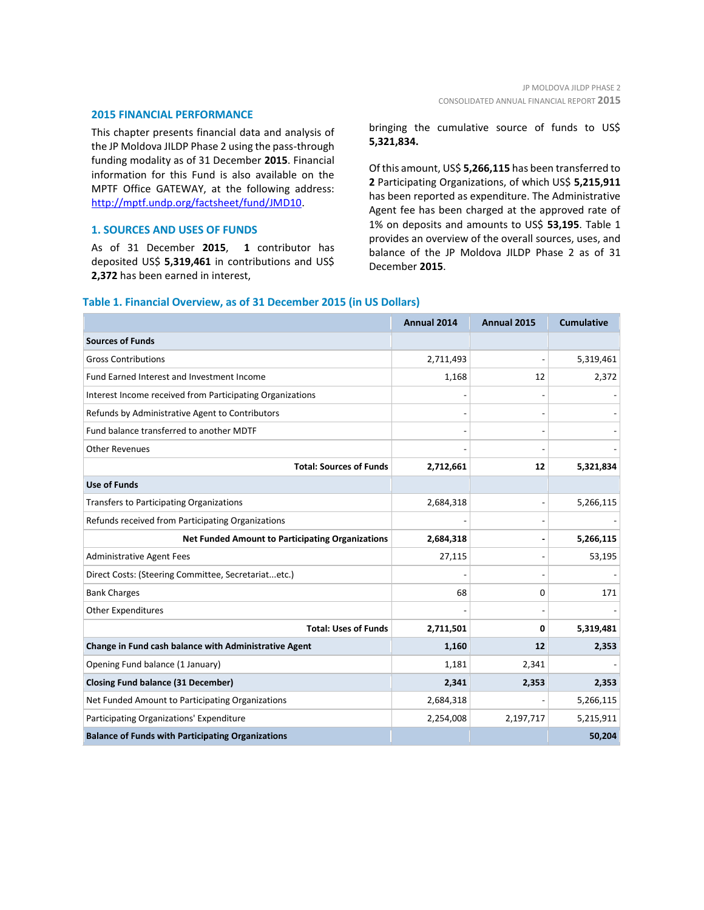## 2015 FINANCIAL PERFORMANCE

This chapter presents financial data and analysis of the JP Moldova JILDP Phase 2 using the pass-through funding modality as of 31 December **2015**. Financial information for this Fund is also available on the MPTF Office GATEWAY, at the following address: http://mptf.undp.org/factsheet/fund/JMD10.

### 1. SOURCES AND USES OF FUNDS

As of 31 December **2015**, **1** contributor has deposited US$ **5,319,461** in contributions and US$ **2,372** has been earned in interest, bringing the cumulative source of funds to US$ **5,321,834.**

Of this amount, US$ **5,266,115** has been transferred to **2** Participating Organizations, of which US$ **5,215,911** has been reported as expenditure. The Administrative Agent fee has been charged at the approved rate of 1% on deposits and amounts to US$ **53,195**. Table 1 provides an overview of the overall sources, uses, and balance of the JP Moldova JILDP Phase 2 as of 31 December **2015**.

**Table 1. Financial Overview, as of 31 December 2015 (in US Dollars)**

| | Annual 2014 | Annual 2015 | Cumulative |
|---|---|---|---|
| **Sources of Funds** | | | |
| Gross Contributions | 2,711,493 | - | 5,319,461 |
| Fund Earned Interest and Investment Income | 1,168 | 12 | 2,372 |
| Interest Income received from Participating Organizations | - | - | - |
| Refunds by Administrative Agent to Contributors | - | - | - |
| Fund balance transferred to another MDTF | - | - | - |
| Other Revenues | - | - | - |
| **Total: Sources of Funds** | **2,712,661** | **12** | **5,321,834** |
| **Use of Funds** | | | |
| Transfers to Participating Organizations | 2,684,318 | - | 5,266,115 |
| Refunds received from Participating Organizations | - | - | - |
| **Net Funded Amount to Participating Organizations** | **2,684,318** | **-** | **5,266,115** |
| Administrative Agent Fees | 27,115 | - | 53,195 |
| Direct Costs: (Steering Committee, Secretariat...etc.) | - | - | - |
| Bank Charges | 68 | 0 | 171 |
| Other Expenditures | - | - | - |
| **Total: Uses of Funds** | **2,711,501** | **0** | **5,319,481** |
| **Change in Fund cash balance with Administrative Agent** | **1,160** | **12** | **2,353** |
| Opening Fund balance (1 January) | 1,181 | 2,341 | - |
| **Closing Fund balance (31 December)** | **2,341** | **2,353** | **2,353** |
| Net Funded Amount to Participating Organizations | 2,684,318 | - | 5,266,115 |
| Participating Organizations' Expenditure | 2,254,008 | 2,197,717 | 5,215,911 |
| **Balance of Funds with Participating Organizations** | | | **50,204** |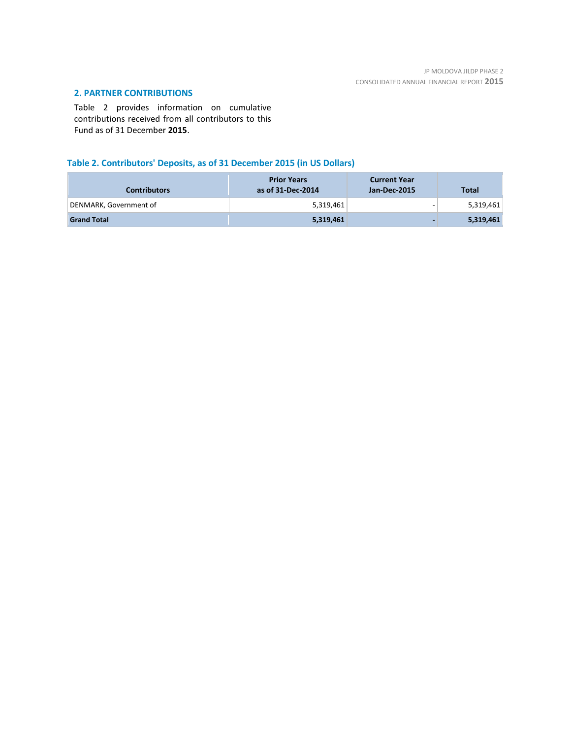## 2. PARTNER CONTRIBUTIONS

Table 2 provides information on cumulative contributions received from all contributors to this Fund as of 31 December **2015**.

### Table 2. Contributors' Deposits, as of 31 December 2015 (in US Dollars)

| Contributors | Prior Years as of 31-Dec-2014 | Current Year Jan-Dec-2015 | Total |
|---|---:|---:|---:|
| DENMARK, Government of | 5,319,461 | - | 5,319,461 |
| **Grand Total** | **5,319,461** | **-** | **5,319,461** |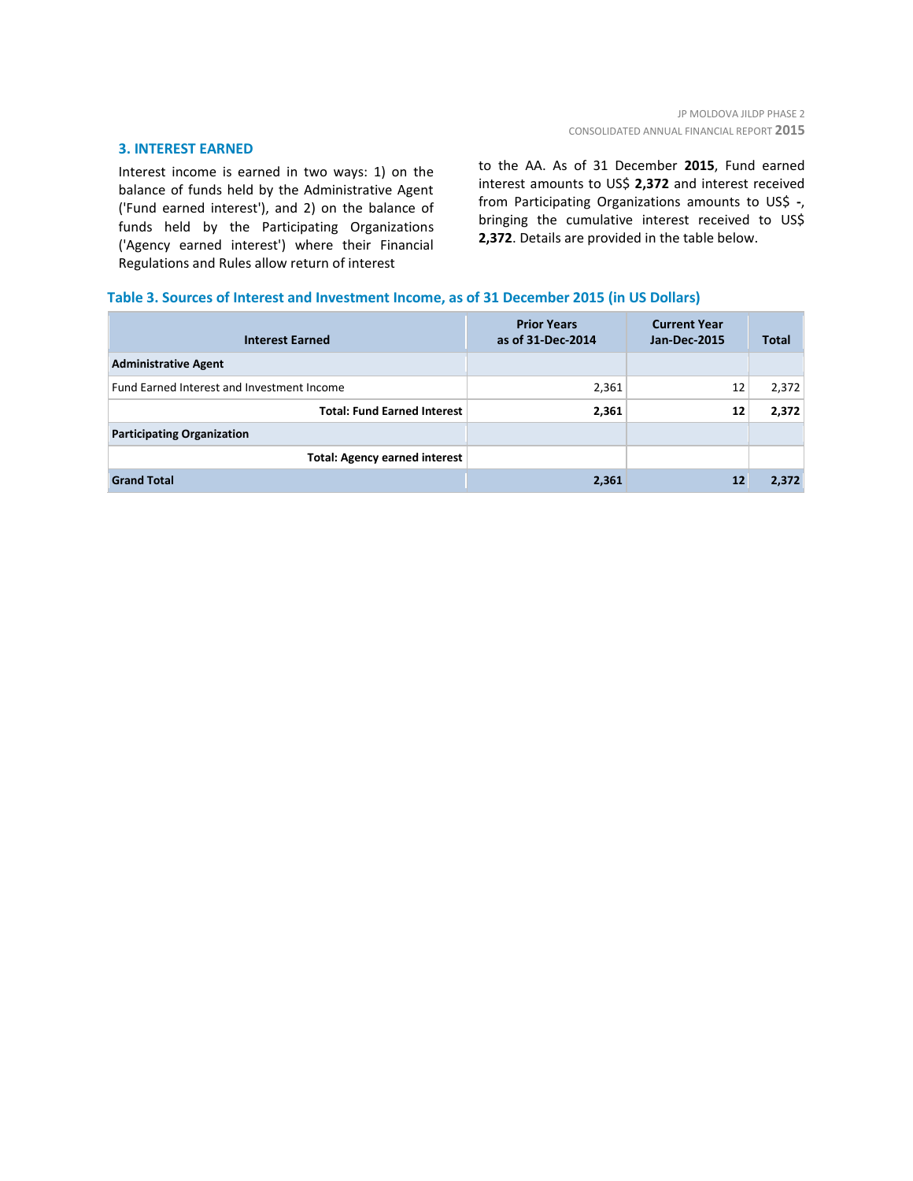## 3. INTEREST EARNED

Interest income is earned in two ways: 1) on the balance of funds held by the Administrative Agent ('Fund earned interest'), and 2) on the balance of funds held by the Participating Organizations ('Agency earned interest') where their Financial Regulations and Rules allow return of interest to the AA. As of 31 December **2015**, Fund earned interest amounts to US$ **2,372** and interest received from Participating Organizations amounts to US$ **-**, bringing the cumulative interest received to US$ **2,372**. Details are provided in the table below.

### Table 3. Sources of Interest and Investment Income, as of 31 December 2015 (in US Dollars)

| Interest Earned | Prior Years as of 31-Dec-2014 | Current Year Jan-Dec-2015 | Total |
|---|---|---|---|
| **Administrative Agent** | | | |
| Fund Earned Interest and Investment Income | 2,361 | 12 | 2,372 |
| **Total: Fund Earned Interest** | **2,361** | **12** | **2,372** |
| **Participating Organization** | | | |
| **Total: Agency earned interest** | | | |
| **Grand Total** | **2,361** | **12** | **2,372** |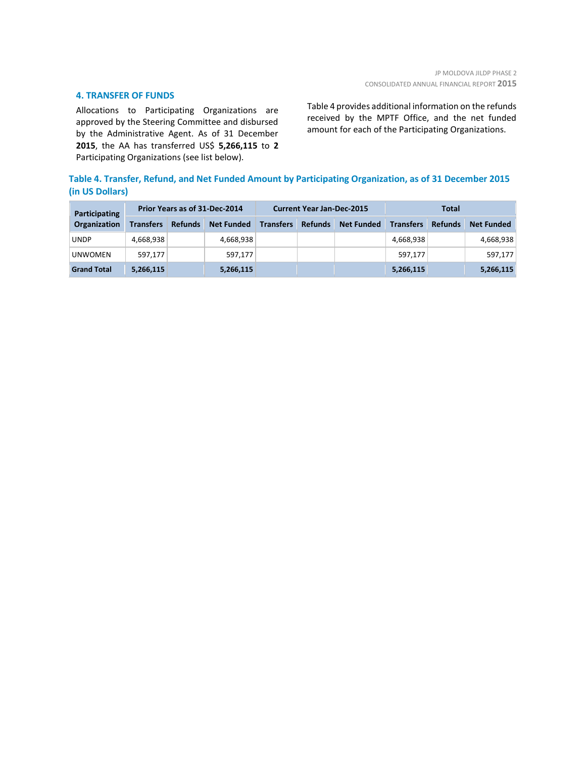## 4. TRANSFER OF FUNDS

Allocations to Participating Organizations are approved by the Steering Committee and disbursed by the Administrative Agent. As of 31 December **2015**, the AA has transferred US$ **5,266,115** to **2** Participating Organizations (see list below).

Table 4 provides additional information on the refunds received by the MPTF Office, and the net funded amount for each of the Participating Organizations.

**Table 4. Transfer, Refund, and Net Funded Amount by Participating Organization, as of 31 December 2015 (in US Dollars)**

| Participating Organization | Prior Years as of 31-Dec-2014 | | | Current Year Jan-Dec-2015 | | | Total | | |
|---|---|---|---|---|---|---|---|---|---|
| | Transfers | Refunds | Net Funded | Transfers | Refunds | Net Funded | Transfers | Refunds | Net Funded |
| UNDP | 4,668,938 | | 4,668,938 | | | | 4,668,938 | | 4,668,938 |
| UNWOMEN | 597,177 | | 597,177 | | | | 597,177 | | 597,177 |
| **Grand Total** | **5,266,115** | | **5,266,115** | | | | **5,266,115** | | **5,266,115** |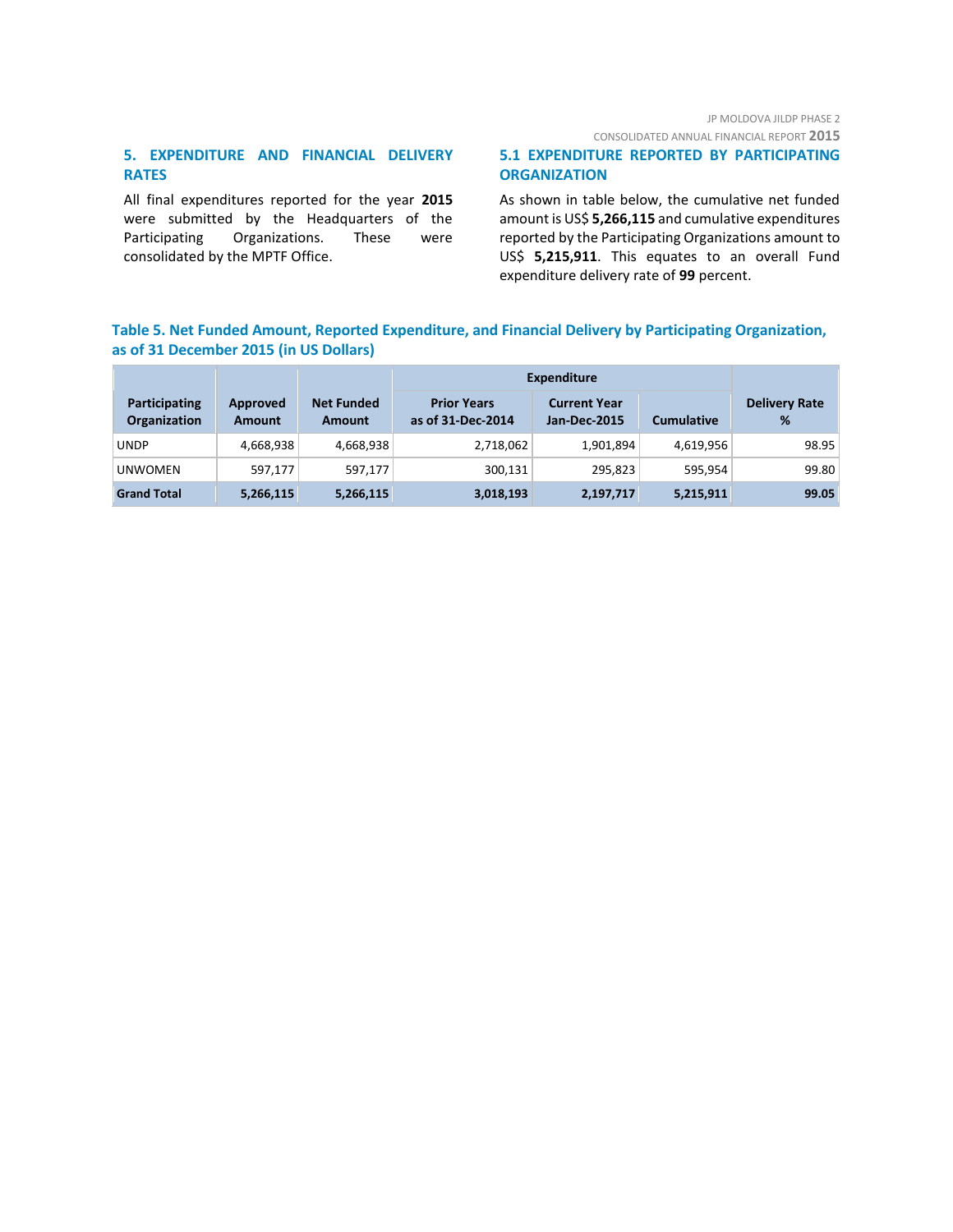## 5. EXPENDITURE AND FINANCIAL DELIVERY RATES

All final expenditures reported for the year **2015** were submitted by the Headquarters of the Participating Organizations. These were consolidated by the MPTF Office.

### 5.1 EXPENDITURE REPORTED BY PARTICIPATING ORGANIZATION

As shown in table below, the cumulative net funded amount is US$ **5,266,115** and cumulative expenditures reported by the Participating Organizations amount to US$ **5,215,911**. This equates to an overall Fund expenditure delivery rate of **99** percent.

**Table 5. Net Funded Amount, Reported Expenditure, and Financial Delivery by Participating Organization, as of 31 December 2015 (in US Dollars)**

| Participating Organization | Approved Amount | Net Funded Amount | Expenditure | | | Delivery Rate % |
|---|---|---|---|---|---|---|
| | | | Prior Years as of 31-Dec-2014 | Current Year Jan-Dec-2015 | Cumulative | |
| UNDP | 4,668,938 | 4,668,938 | 2,718,062 | 1,901,894 | 4,619,956 | 98.95 |
| UNWOMEN | 597,177 | 597,177 | 300,131 | 295,823 | 595,954 | 99.80 |
| **Grand Total** | **5,266,115** | **5,266,115** | **3,018,193** | **2,197,717** | **5,215,911** | **99.05** |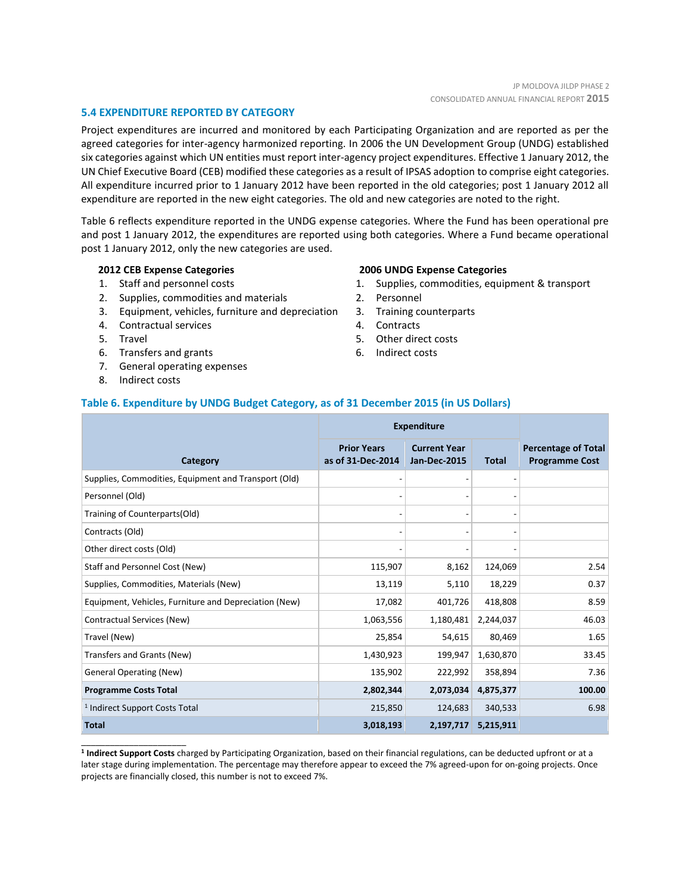## 5.4 EXPENDITURE REPORTED BY CATEGORY

Project expenditures are incurred and monitored by each Participating Organization and are reported as per the agreed categories for inter-agency harmonized reporting. In 2006 the UN Development Group (UNDG) established six categories against which UN entities must report inter-agency project expenditures. Effective 1 January 2012, the UN Chief Executive Board (CEB) modified these categories as a result of IPSAS adoption to comprise eight categories. All expenditure incurred prior to 1 January 2012 have been reported in the old categories; post 1 January 2012 all expenditure are reported in the new eight categories. The old and new categories are noted to the right.

Table 6 reflects expenditure reported in the UNDG expense categories. Where the Fund has been operational pre and post 1 January 2012, the expenditures are reported using both categories. Where a Fund became operational post 1 January 2012, only the new categories are used.

**2012 CEB Expense Categories**

1. Staff and personnel costs
2. Supplies, commodities and materials
3. Equipment, vehicles, furniture and depreciation
4. Contractual services
5. Travel
6. Transfers and grants
7. General operating expenses
8. Indirect costs

**2006 UNDG Expense Categories**

1. Supplies, commodities, equipment & transport
2. Personnel
3. Training counterparts
4. Contracts
5. Other direct costs
6. Indirect costs

### Table 6. Expenditure by UNDG Budget Category, as of 31 December 2015 (in US Dollars)

| Category | Expenditure | | | Percentage of Total Programme Cost |
|---|---|---|---|---|
| | Prior Years as of 31-Dec-2014 | Current Year Jan-Dec-2015 | Total | |
| Supplies, Commodities, Equipment and Transport (Old) | - | - | - | |
| Personnel (Old) | - | - | - | |
| Training of Counterparts(Old) | - | - | - | |
| Contracts (Old) | - | - | - | |
| Other direct costs (Old) | - | - | - | |
| Staff and Personnel Cost (New) | 115,907 | 8,162 | 124,069 | 2.54 |
| Supplies, Commodities, Materials (New) | 13,119 | 5,110 | 18,229 | 0.37 |
| Equipment, Vehicles, Furniture and Depreciation (New) | 17,082 | 401,726 | 418,808 | 8.59 |
| Contractual Services (New) | 1,063,556 | 1,180,481 | 2,244,037 | 46.03 |
| Travel (New) | 25,854 | 54,615 | 80,469 | 1.65 |
| Transfers and Grants (New) | 1,430,923 | 199,947 | 1,630,870 | 33.45 |
| General Operating (New) | 135,902 | 222,992 | 358,894 | 7.36 |
| **Programme Costs Total** | **2,802,344** | **2,073,034** | **4,875,377** | **100.00** |
| [1] Indirect Support Costs Total | 215,850 | 124,683 | 340,533 | 6.98 |
| **Total** | **3,018,193** | **2,197,717** | **5,215,911** | |

[1] **Indirect Support Costs** charged by Participating Organization, based on their financial regulations, can be deducted upfront or at a later stage during implementation. The percentage may therefore appear to exceed the 7% agreed-upon for on-going projects. Once projects are financially closed, this number is not to exceed 7%.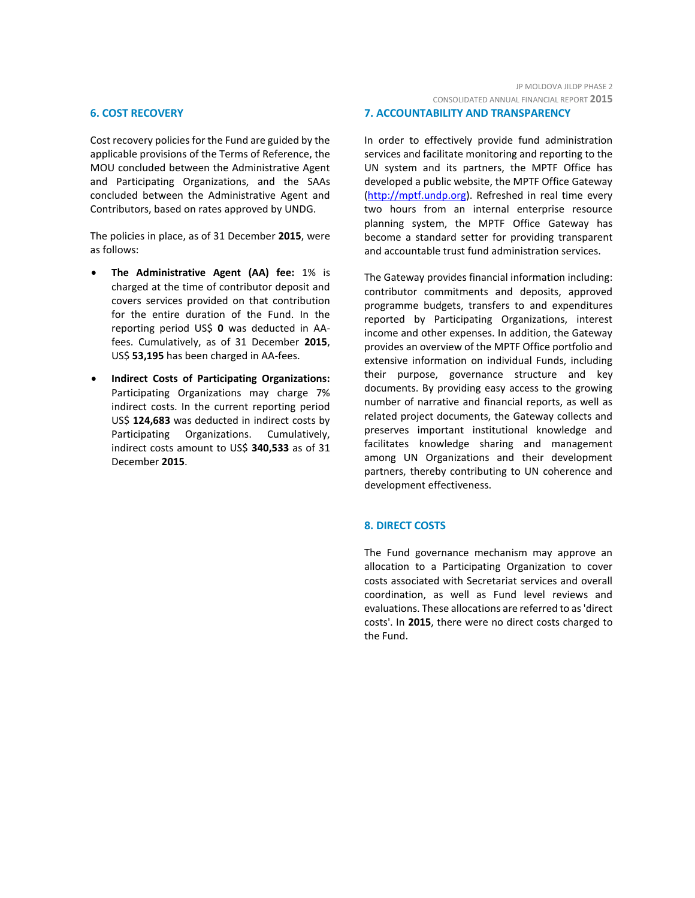## 6. COST RECOVERY

Cost recovery policies for the Fund are guided by the applicable provisions of the Terms of Reference, the MOU concluded between the Administrative Agent and Participating Organizations, and the SAAs concluded between the Administrative Agent and Contributors, based on rates approved by UNDG.

The policies in place, as of 31 December **2015**, were as follows:

- **The Administrative Agent (AA) fee:** 1% is charged at the time of contributor deposit and covers services provided on that contribution for the entire duration of the Fund. In the reporting period US$ **0** was deducted in AA-fees. Cumulatively, as of 31 December **2015**, US$ **53,195** has been charged in AA-fees.
- **Indirect Costs of Participating Organizations:** Participating Organizations may charge 7% indirect costs. In the current reporting period US$ **124,683** was deducted in indirect costs by Participating Organizations. Cumulatively, indirect costs amount to US$ **340,533** as of 31 December **2015**.

## 7. ACCOUNTABILITY AND TRANSPARENCY

In order to effectively provide fund administration services and facilitate monitoring and reporting to the UN system and its partners, the MPTF Office has developed a public website, the MPTF Office Gateway (http://mptf.undp.org). Refreshed in real time every two hours from an internal enterprise resource planning system, the MPTF Office Gateway has become a standard setter for providing transparent and accountable trust fund administration services.

The Gateway provides financial information including: contributor commitments and deposits, approved programme budgets, transfers to and expenditures reported by Participating Organizations, interest income and other expenses. In addition, the Gateway provides an overview of the MPTF Office portfolio and extensive information on individual Funds, including their purpose, governance structure and key documents. By providing easy access to the growing number of narrative and financial reports, as well as related project documents, the Gateway collects and preserves important institutional knowledge and facilitates knowledge sharing and management among UN Organizations and their development partners, thereby contributing to UN coherence and development effectiveness.

## 8. DIRECT COSTS

The Fund governance mechanism may approve an allocation to a Participating Organization to cover costs associated with Secretariat services and overall coordination, as well as Fund level reviews and evaluations. These allocations are referred to as 'direct costs'. In **2015**, there were no direct costs charged to the Fund.